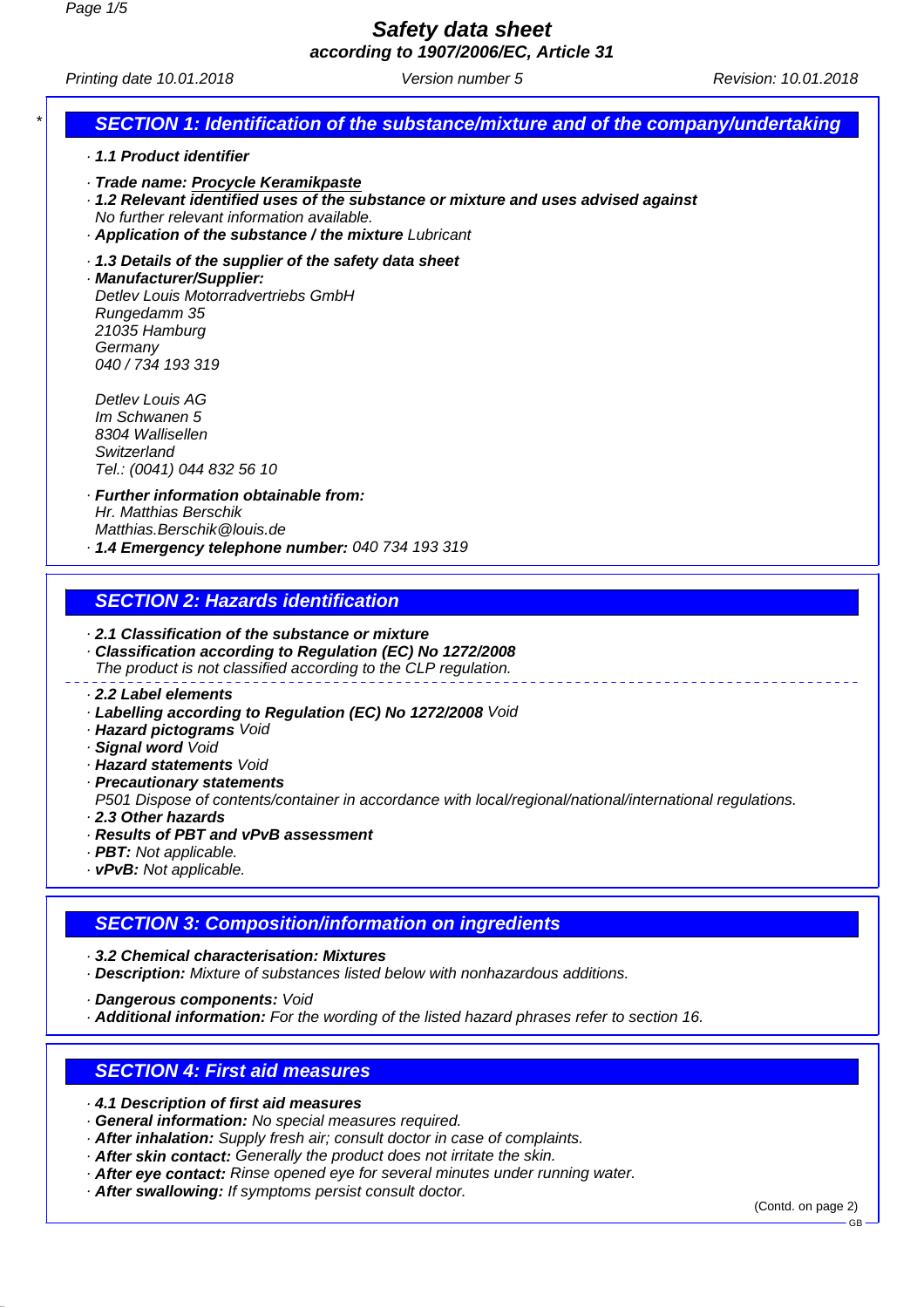# Safety data sheet

**according to 1907/2006/EC, Article 31**

Printing date 10.01.2018 Version number 5 Revision: 10.01.2018

## SECTION 1: Identification of the substance/mixture and of the company/undertaking

· **1.1 Product identifier**

· **Trade name: Procycle Keramikpaste**

· **1.2 Relevant identified uses of the substance or mixture and uses advised against**
No further relevant information available.

· **Application of the substance / the mixture** Lubricant

· **1.3 Details of the supplier of the safety data sheet**

· **Manufacturer/Supplier:**
Detlev Louis Motorradvertriebs GmbH
Rungedamm 35
21035 Hamburg
Germany
040 / 734 193 319

Detlev Louis AG
Im Schwanen 5
8304 Wallisellen
Switzerland
Tel.: (0041) 044 832 56 10

· **Further information obtainable from:**
Hr. Matthias Berschik
Matthias.Berschik@louis.de

· **1.4 Emergency telephone number:** 040 734 193 319

## SECTION 2: Hazards identification

· **2.1 Classification of the substance or mixture**

· **Classification according to Regulation (EC) No 1272/2008**
The product is not classified according to the CLP regulation.

· **2.2 Label elements**

· **Labelling according to Regulation (EC) No 1272/2008** Void

· **Hazard pictograms** Void

· **Signal word** Void

· **Hazard statements** Void

· **Precautionary statements**
P501 Dispose of contents/container in accordance with local/regional/national/international regulations.

· **2.3 Other hazards**

· **Results of PBT and vPvB assessment**

· **PBT:** Not applicable.

· **vPvB:** Not applicable.

## SECTION 3: Composition/information on ingredients

· **3.2 Chemical characterisation: Mixtures**

· **Description:** Mixture of substances listed below with nonhazardous additions.

· **Dangerous components:** Void

· **Additional information:** For the wording of the listed hazard phrases refer to section 16.

## SECTION 4: First aid measures

· **4.1 Description of first aid measures**

· **General information:** No special measures required.

· **After inhalation:** Supply fresh air; consult doctor in case of complaints.

· **After skin contact:** Generally the product does not irritate the skin.

· **After eye contact:** Rinse opened eye for several minutes under running water.

· **After swallowing:** If symptoms persist consult doctor.

(Contd. on page 2)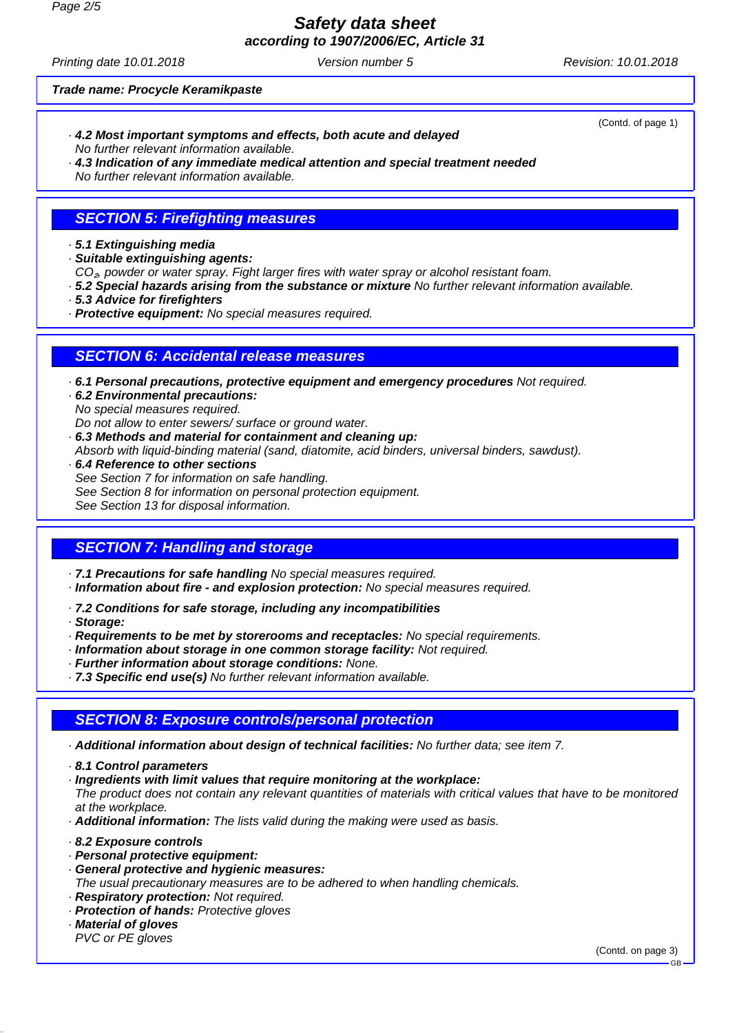Trade name: Procycle Keramikpaste

(Contd. of page 1)

· **4.2 Most important symptoms and effects, both acute and delayed**
No further relevant information available.
· **4.3 Indication of any immediate medical attention and special treatment needed**
No further relevant information available.

## SECTION 5: Firefighting measures

· **5.1 Extinguishing media**
· **Suitable extinguishing agents:**
$CO_2$, powder or water spray. Fight larger fires with water spray or alcohol resistant foam.
· **5.2 Special hazards arising from the substance or mixture** No further relevant information available.
· **5.3 Advice for firefighters**
· **Protective equipment:** No special measures required.

## SECTION 6: Accidental release measures

· **6.1 Personal precautions, protective equipment and emergency procedures** Not required.
· **6.2 Environmental precautions:**
No special measures required.
Do not allow to enter sewers/ surface or ground water.
· **6.3 Methods and material for containment and cleaning up:**
Absorb with liquid-binding material (sand, diatomite, acid binders, universal binders, sawdust).
· **6.4 Reference to other sections**
See Section 7 for information on safe handling.
See Section 8 for information on personal protection equipment.
See Section 13 for disposal information.

## SECTION 7: Handling and storage

· **7.1 Precautions for safe handling** No special measures required.
· **Information about fire - and explosion protection:** No special measures required.

· **7.2 Conditions for safe storage, including any incompatibilities**
· **Storage:**
· **Requirements to be met by storerooms and receptacles:** No special requirements.
· **Information about storage in one common storage facility:** Not required.
· **Further information about storage conditions:** None.
· **7.3 Specific end use(s)** No further relevant information available.

## SECTION 8: Exposure controls/personal protection

· **Additional information about design of technical facilities:** No further data; see item 7.

· **8.1 Control parameters**
· **Ingredients with limit values that require monitoring at the workplace:**
The product does not contain any relevant quantities of materials with critical values that have to be monitored at the workplace.
· **Additional information:** The lists valid during the making were used as basis.

· **8.2 Exposure controls**
· **Personal protective equipment:**
· **General protective and hygienic measures:**
The usual precautionary measures are to be adhered to when handling chemicals.
· **Respiratory protection:** Not required.
· **Protection of hands:** Protective gloves
· **Material of gloves**
PVC or PE gloves

(Contd. on page 3)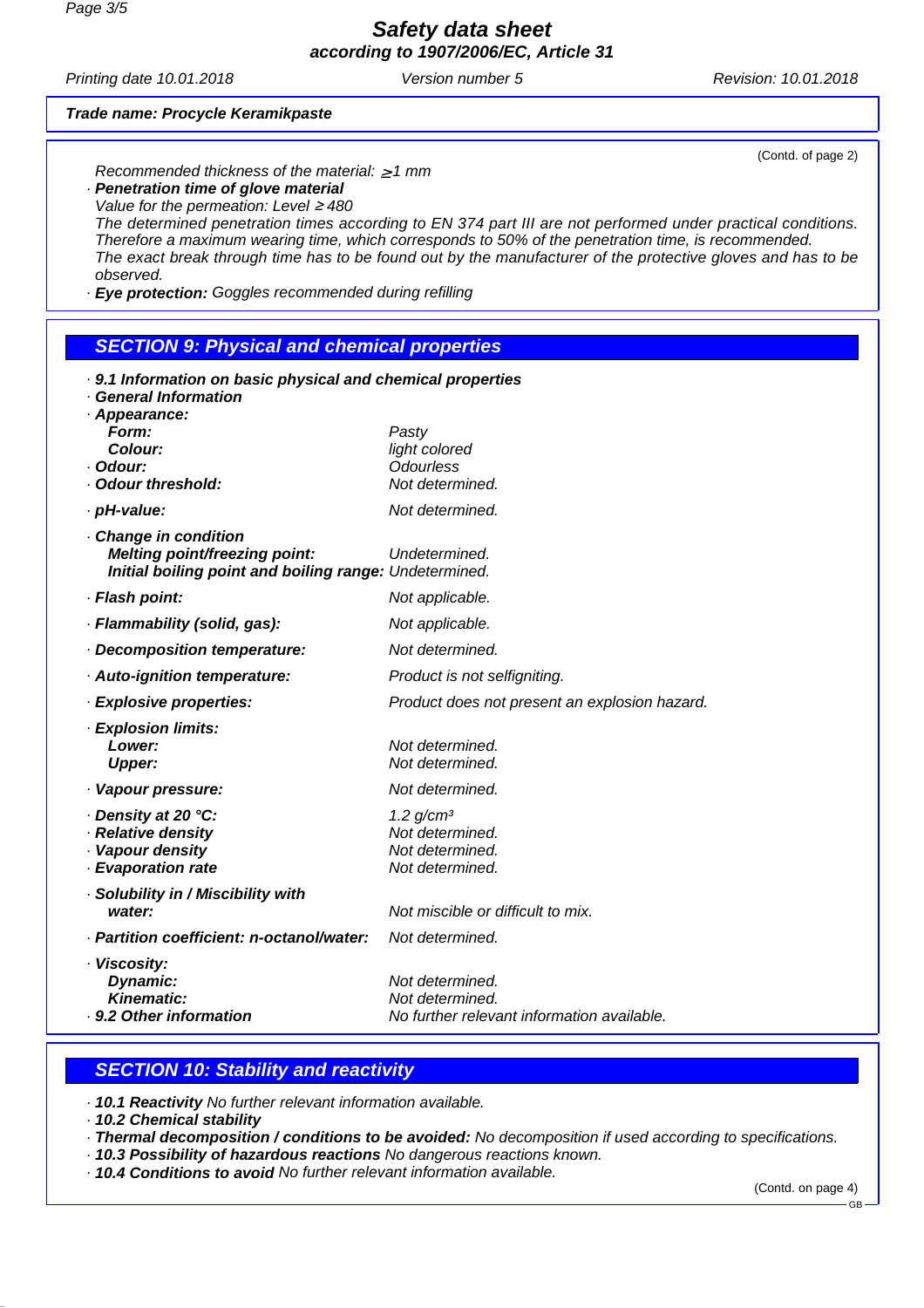(Contd. of page 2)

Recommended thickness of the material: ≥1 mm

· **Penetration time of glove material**
Value for the permeation: Level ≥ 480
The determined penetration times according to EN 374 part III are not performed under practical conditions. Therefore a maximum wearing time, which corresponds to 50% of the penetration time, is recommended.
The exact break through time has to be found out by the manufacturer of the protective gloves and has to be observed.

· **Eye protection:** Goggles recommended during refilling

## SECTION 9: Physical and chemical properties

· **9.1 Information on basic physical and chemical properties**
· **General Information**
· **Appearance:**

| | |
|---|---|
| **Form:** | Pasty |
| **Colour:** | light colored |
| · **Odour:** | Odourless |
| · **Odour threshold:** | Not determined. |
| · **pH-value:** | Not determined. |
| · **Change in condition** | |
| **Melting point/freezing point:** | Undetermined. |
| **Initial boiling point and boiling range:** | Undetermined. |
| · **Flash point:** | Not applicable. |
| · **Flammability (solid, gas):** | Not applicable. |
| · **Decomposition temperature:** | Not determined. |
| · **Auto-ignition temperature:** | Product is not selfigniting. |
| · **Explosive properties:** | Product does not present an explosion hazard. |
| · **Explosion limits:** | |
| **Lower:** | Not determined. |
| **Upper:** | Not determined. |
| · **Vapour pressure:** | Not determined. |
| · **Density at 20 °C:** | 1.2 g/cm³ |
| · **Relative density** | Not determined. |
| · **Vapour density** | Not determined. |
| · **Evaporation rate** | Not determined. |
| · **Solubility in / Miscibility with water:** | Not miscible or difficult to mix. |
| · **Partition coefficient: n-octanol/water:** | Not determined. |
| · **Viscosity:** | |
| **Dynamic:** | Not determined. |
| **Kinematic:** | Not determined. |
| · **9.2 Other information** | No further relevant information available. |

## SECTION 10: Stability and reactivity

· **10.1 Reactivity** No further relevant information available.
· **10.2 Chemical stability**
· **Thermal decomposition / conditions to be avoided:** No decomposition if used according to specifications.
· **10.3 Possibility of hazardous reactions** No dangerous reactions known.
· **10.4 Conditions to avoid** No further relevant information available.

(Contd. on page 4)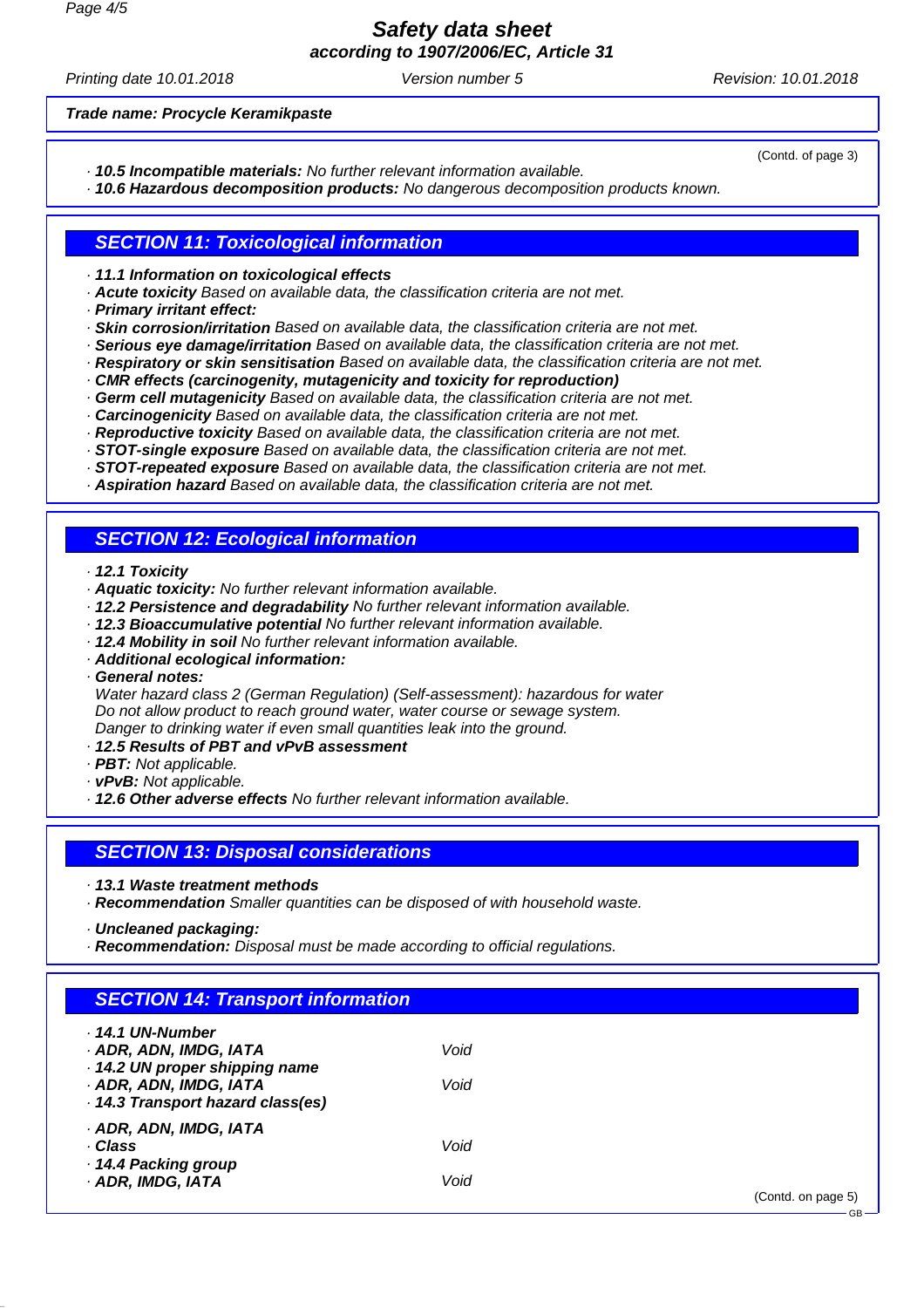**Trade name: Procycle Keramikpaste**

(Contd. of page 3)

· **10.5 Incompatible materials:** No further relevant information available.
· **10.6 Hazardous decomposition products:** No dangerous decomposition products known.

## SECTION 11: Toxicological information

· **11.1 Information on toxicological effects**
· **Acute toxicity** Based on available data, the classification criteria are not met.
· **Primary irritant effect:**
· **Skin corrosion/irritation** Based on available data, the classification criteria are not met.
· **Serious eye damage/irritation** Based on available data, the classification criteria are not met.
· **Respiratory or skin sensitisation** Based on available data, the classification criteria are not met.
· **CMR effects (carcinogenity, mutagenicity and toxicity for reproduction)**
· **Germ cell mutagenicity** Based on available data, the classification criteria are not met.
· **Carcinogenicity** Based on available data, the classification criteria are not met.
· **Reproductive toxicity** Based on available data, the classification criteria are not met.
· **STOT-single exposure** Based on available data, the classification criteria are not met.
· **STOT-repeated exposure** Based on available data, the classification criteria are not met.
· **Aspiration hazard** Based on available data, the classification criteria are not met.

## SECTION 12: Ecological information

· **12.1 Toxicity**
· **Aquatic toxicity:** No further relevant information available.
· **12.2 Persistence and degradability** No further relevant information available.
· **12.3 Bioaccumulative potential** No further relevant information available.
· **12.4 Mobility in soil** No further relevant information available.
· **Additional ecological information:**
· **General notes:**
Water hazard class 2 (German Regulation) (Self-assessment): hazardous for water
Do not allow product to reach ground water, water course or sewage system.
Danger to drinking water if even small quantities leak into the ground.
· **12.5 Results of PBT and vPvB assessment**
· **PBT:** Not applicable.
· **vPvB:** Not applicable.
· **12.6 Other adverse effects** No further relevant information available.

## SECTION 13: Disposal considerations

· **13.1 Waste treatment methods**
· **Recommendation** Smaller quantities can be disposed of with household waste.

· **Uncleaned packaging:**
· **Recommendation:** Disposal must be made according to official regulations.

## SECTION 14: Transport information

| | |
|---|---|
| · **14.1 UN-Number** | |
| · **ADR, ADN, IMDG, IATA** | Void |
| · **14.2 UN proper shipping name** | |
| · **ADR, ADN, IMDG, IATA** | Void |
| · **14.3 Transport hazard class(es)** | |
| · **ADR, ADN, IMDG, IATA** | |
| · **Class** | Void |
| · **14.4 Packing group** | |
| · **ADR, IMDG, IATA** | Void |

(Contd. on page 5)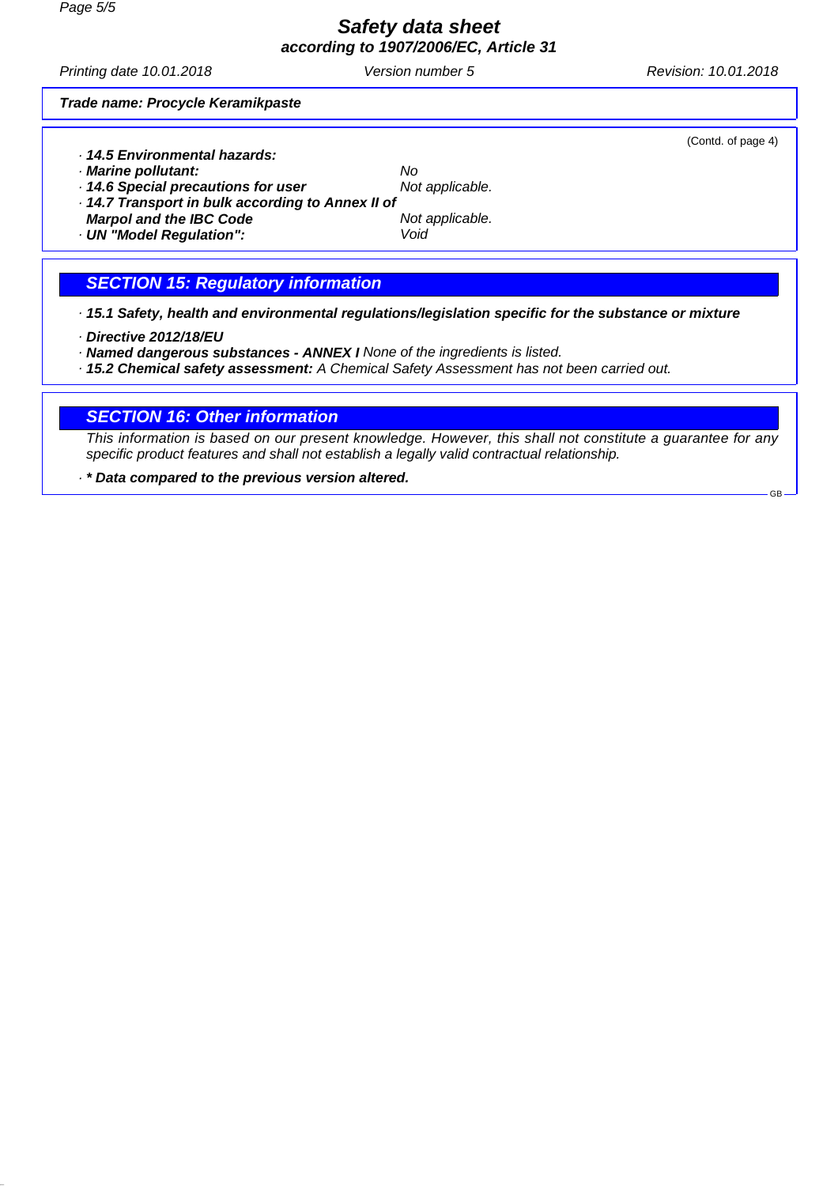(Contd. of page 4)

- **14.5 Environmental hazards:**
- **Marine pollutant:** *No*
- **14.6 Special precautions for user** *Not applicable.*
- **14.7 Transport in bulk according to Annex II of Marpol and the IBC Code** *Not applicable.*
- **UN "Model Regulation":** *Void*

## SECTION 15: Regulatory information

- **15.1 Safety, health and environmental regulations/legislation specific for the substance or mixture**
- **Directive 2012/18/EU**
- **Named dangerous substances - ANNEX I** *None of the ingredients is listed.*
- **15.2 Chemical safety assessment:** *A Chemical Safety Assessment has not been carried out.*

## SECTION 16: Other information

*This information is based on our present knowledge. However, this shall not constitute a guarantee for any specific product features and shall not establish a legally valid contractual relationship.*

- ***\* Data compared to the previous version altered.***

GB